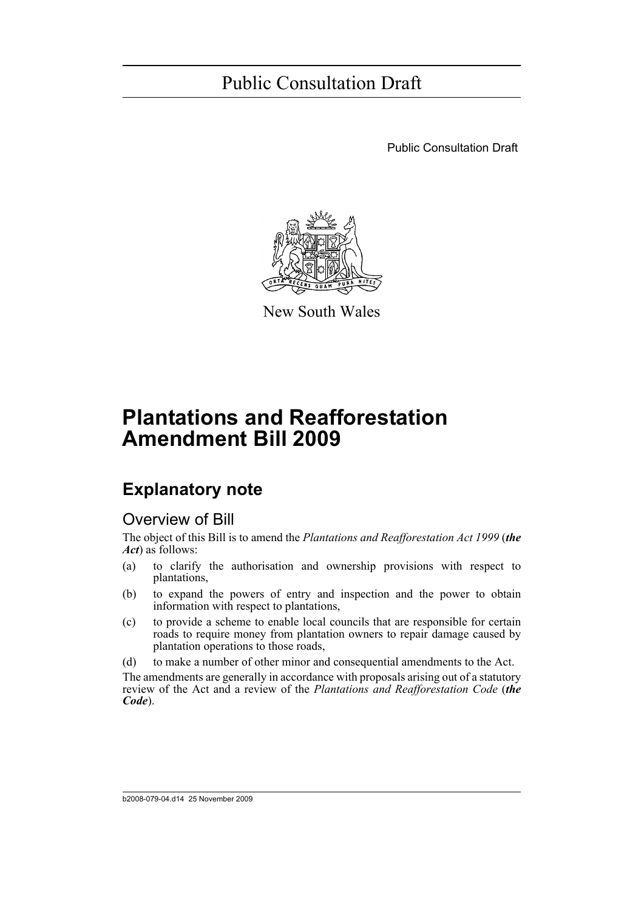# Public Consultation Draft

Public Consultation Draft

New South Wales

# Plantations and Reafforestation Amendment Bill 2009

## Explanatory note

### Overview of Bill

The object of this Bill is to amend the *Plantations and Reafforestation Act 1999* (***the Act***) as follows:

(a) to clarify the authorisation and ownership provisions with respect to plantations,

(b) to expand the powers of entry and inspection and the power to obtain information with respect to plantations,

(c) to provide a scheme to enable local councils that are responsible for certain roads to require money from plantation owners to repair damage caused by plantation operations to those roads,

(d) to make a number of other minor and consequential amendments to the Act.

The amendments are generally in accordance with proposals arising out of a statutory review of the Act and a review of the *Plantations and Reafforestation Code* (***the Code***).

b2008-079-04.d14 25 November 2009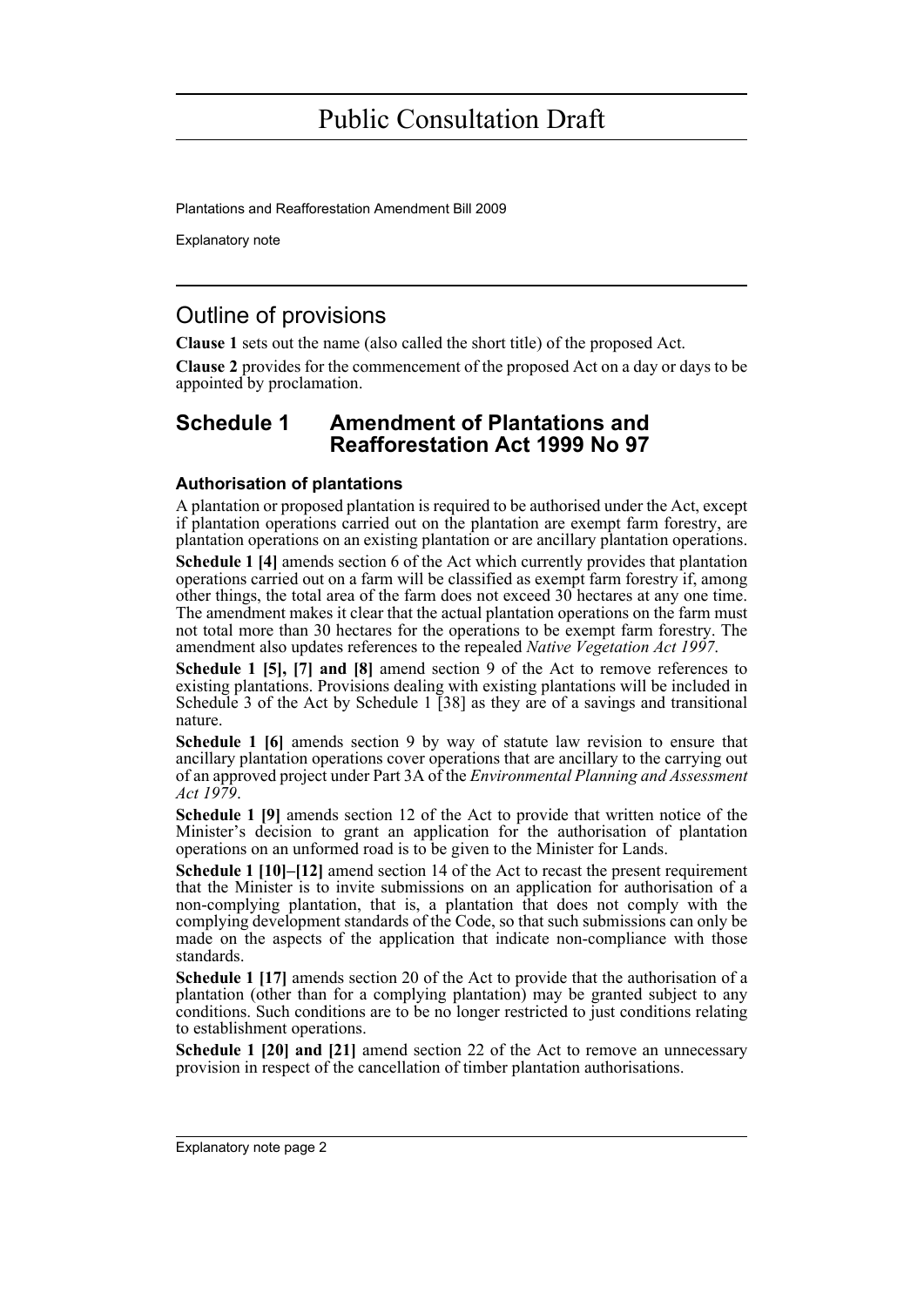Plantations and Reafforestation Amendment Bill 2009

Explanatory note

## Outline of provisions

**Clause 1** sets out the name (also called the short title) of the proposed Act.

**Clause 2** provides for the commencement of the proposed Act on a day or days to be appointed by proclamation.

## Schedule 1 Amendment of Plantations and Reafforestation Act 1999 No 97

### Authorisation of plantations

A plantation or proposed plantation is required to be authorised under the Act, except if plantation operations carried out on the plantation are exempt farm forestry, are plantation operations on an existing plantation or are ancillary plantation operations.

**Schedule 1 [4]** amends section 6 of the Act which currently provides that plantation operations carried out on a farm will be classified as exempt farm forestry if, among other things, the total area of the farm does not exceed 30 hectares at any one time. The amendment makes it clear that the actual plantation operations on the farm must not total more than 30 hectares for the operations to be exempt farm forestry. The amendment also updates references to the repealed *Native Vegetation Act 1997*.

**Schedule 1 [5], [7] and [8]** amend section 9 of the Act to remove references to existing plantations. Provisions dealing with existing plantations will be included in Schedule 3 of the Act by Schedule 1 [38] as they are of a savings and transitional nature.

**Schedule 1 [6]** amends section 9 by way of statute law revision to ensure that ancillary plantation operations cover operations that are ancillary to the carrying out of an approved project under Part 3A of the *Environmental Planning and Assessment Act 1979*.

**Schedule 1 [9]** amends section 12 of the Act to provide that written notice of the Minister's decision to grant an application for the authorisation of plantation operations on an unformed road is to be given to the Minister for Lands.

**Schedule 1 [10]–[12]** amend section 14 of the Act to recast the present requirement that the Minister is to invite submissions on an application for authorisation of a non-complying plantation, that is, a plantation that does not comply with the complying development standards of the Code, so that such submissions can only be made on the aspects of the application that indicate non-compliance with those standards.

**Schedule 1 [17]** amends section 20 of the Act to provide that the authorisation of a plantation (other than for a complying plantation) may be granted subject to any conditions. Such conditions are to be no longer restricted to just conditions relating to establishment operations.

**Schedule 1 [20] and [21]** amend section 22 of the Act to remove an unnecessary provision in respect of the cancellation of timber plantation authorisations.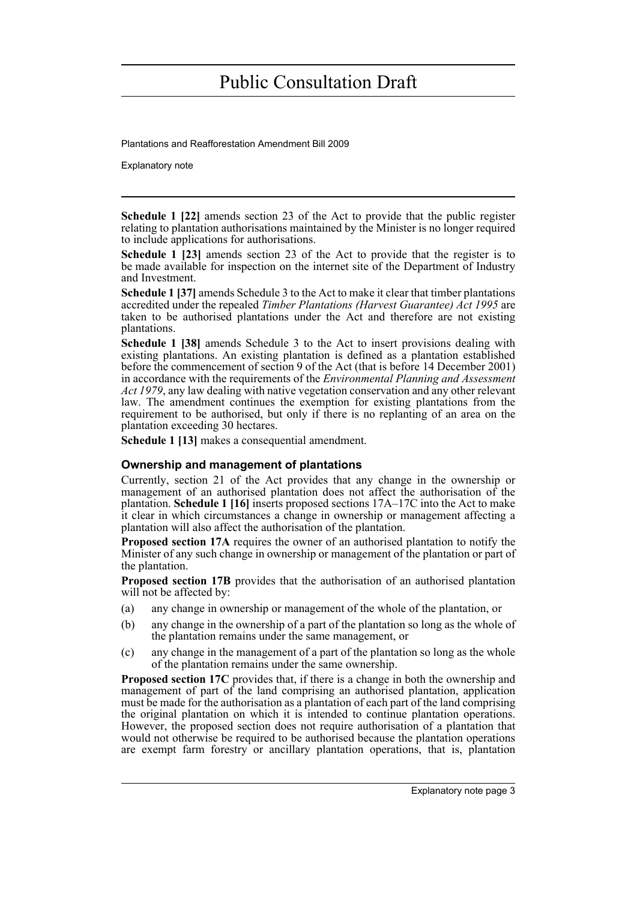**Schedule 1 [22]** amends section 23 of the Act to provide that the public register relating to plantation authorisations maintained by the Minister is no longer required to include applications for authorisations.

**Schedule 1 [23]** amends section 23 of the Act to provide that the register is to be made available for inspection on the internet site of the Department of Industry and Investment.

**Schedule 1 [37]** amends Schedule 3 to the Act to make it clear that timber plantations accredited under the repealed *Timber Plantations (Harvest Guarantee) Act 1995* are taken to be authorised plantations under the Act and therefore are not existing plantations.

**Schedule 1 [38]** amends Schedule 3 to the Act to insert provisions dealing with existing plantations. An existing plantation is defined as a plantation established before the commencement of section 9 of the Act (that is before 14 December 2001) in accordance with the requirements of the *Environmental Planning and Assessment Act 1979*, any law dealing with native vegetation conservation and any other relevant law. The amendment continues the exemption for existing plantations from the requirement to be authorised, but only if there is no replanting of an area on the plantation exceeding 30 hectares.

**Schedule 1 [13]** makes a consequential amendment.

### Ownership and management of plantations

Currently, section 21 of the Act provides that any change in the ownership or management of an authorised plantation does not affect the authorisation of the plantation. **Schedule 1 [16]** inserts proposed sections 17A–17C into the Act to make it clear in which circumstances a change in ownership or management affecting a plantation will also affect the authorisation of the plantation.

**Proposed section 17A** requires the owner of an authorised plantation to notify the Minister of any such change in ownership or management of the plantation or part of the plantation.

**Proposed section 17B** provides that the authorisation of an authorised plantation will not be affected by:

(a) any change in ownership or management of the whole of the plantation, or

(b) any change in the ownership of a part of the plantation so long as the whole of the plantation remains under the same management, or

(c) any change in the management of a part of the plantation so long as the whole of the plantation remains under the same ownership.

**Proposed section 17C** provides that, if there is a change in both the ownership and management of part of the land comprising an authorised plantation, application must be made for the authorisation as a plantation of each part of the land comprising the original plantation on which it is intended to continue plantation operations. However, the proposed section does not require authorisation of a plantation that would not otherwise be required to be authorised because the plantation operations are exempt farm forestry or ancillary plantation operations, that is, plantation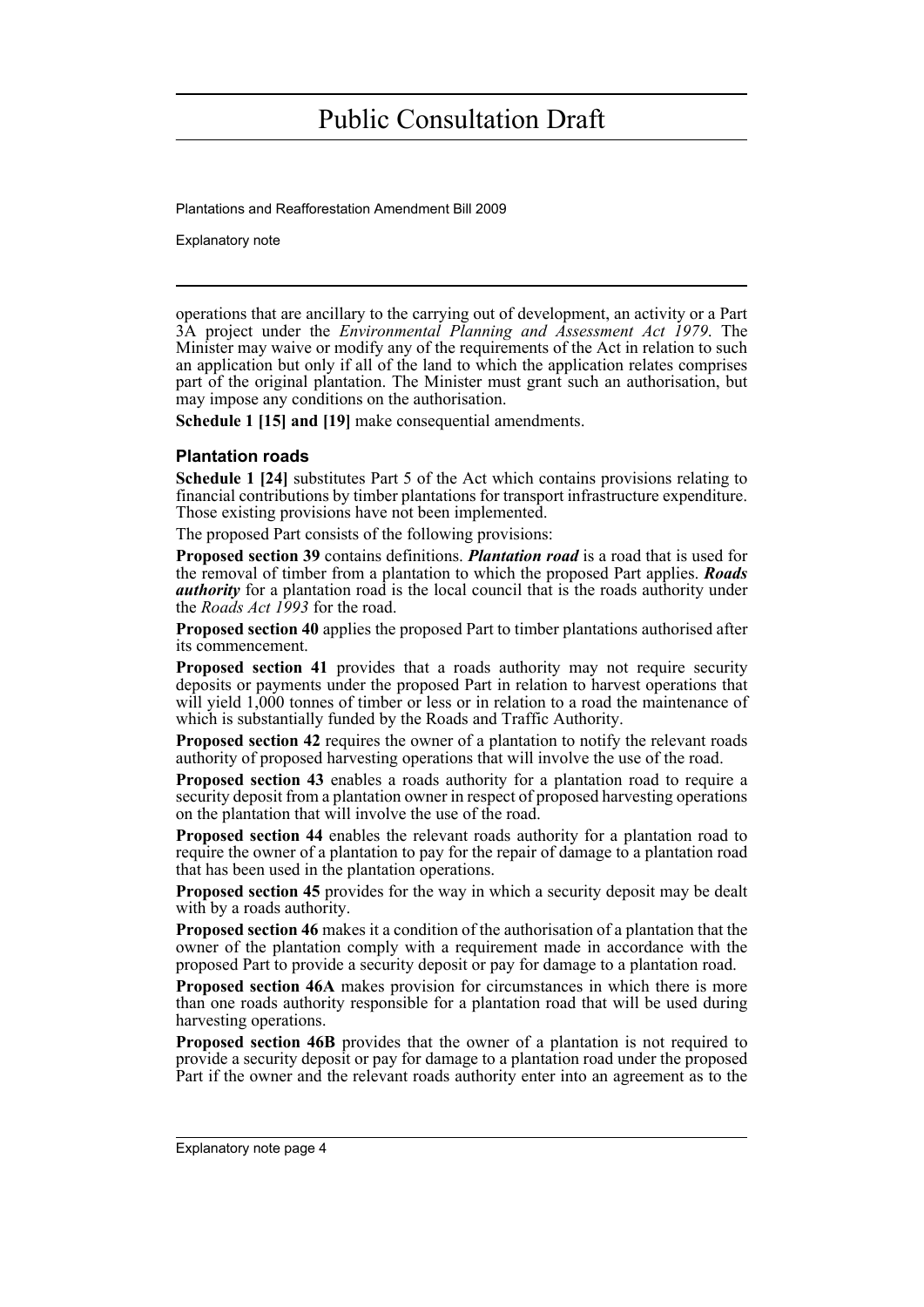operations that are ancillary to the carrying out of development, an activity or a Part 3A project under the *Environmental Planning and Assessment Act 1979*. The Minister may waive or modify any of the requirements of the Act in relation to such an application but only if all of the land to which the application relates comprises part of the original plantation. The Minister must grant such an authorisation, but may impose any conditions on the authorisation.

**Schedule 1 [15] and [19]** make consequential amendments.

### Plantation roads

**Schedule 1 [24]** substitutes Part 5 of the Act which contains provisions relating to financial contributions by timber plantations for transport infrastructure expenditure. Those existing provisions have not been implemented.

The proposed Part consists of the following provisions:

**Proposed section 39** contains definitions. ***Plantation road*** is a road that is used for the removal of timber from a plantation to which the proposed Part applies. ***Roads authority*** for a plantation road is the local council that is the roads authority under the *Roads Act 1993* for the road.

**Proposed section 40** applies the proposed Part to timber plantations authorised after its commencement.

**Proposed section 41** provides that a roads authority may not require security deposits or payments under the proposed Part in relation to harvest operations that will yield 1,000 tonnes of timber or less or in relation to a road the maintenance of which is substantially funded by the Roads and Traffic Authority.

**Proposed section 42** requires the owner of a plantation to notify the relevant roads authority of proposed harvesting operations that will involve the use of the road.

**Proposed section 43** enables a roads authority for a plantation road to require a security deposit from a plantation owner in respect of proposed harvesting operations on the plantation that will involve the use of the road.

**Proposed section 44** enables the relevant roads authority for a plantation road to require the owner of a plantation to pay for the repair of damage to a plantation road that has been used in the plantation operations.

**Proposed section 45** provides for the way in which a security deposit may be dealt with by a roads authority.

**Proposed section 46** makes it a condition of the authorisation of a plantation that the owner of the plantation comply with a requirement made in accordance with the proposed Part to provide a security deposit or pay for damage to a plantation road.

**Proposed section 46A** makes provision for circumstances in which there is more than one roads authority responsible for a plantation road that will be used during harvesting operations.

**Proposed section 46B** provides that the owner of a plantation is not required to provide a security deposit or pay for damage to a plantation road under the proposed Part if the owner and the relevant roads authority enter into an agreement as to the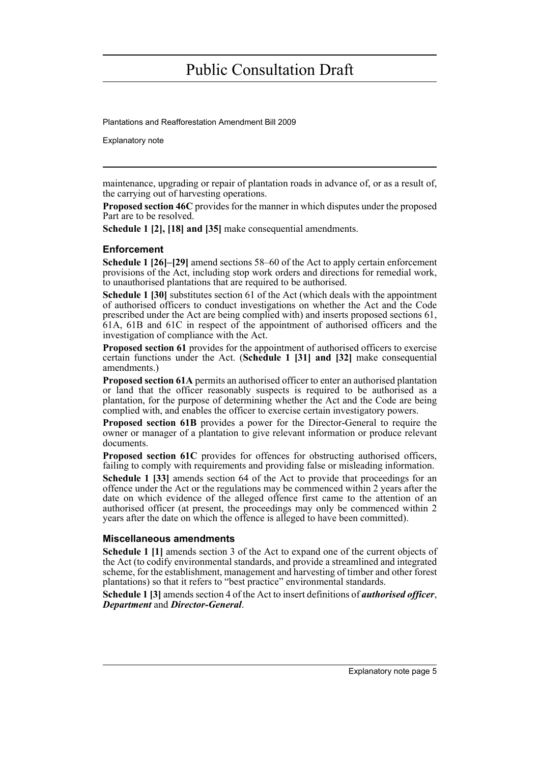maintenance, upgrading or repair of plantation roads in advance of, or as a result of, the carrying out of harvesting operations.

**Proposed section 46C** provides for the manner in which disputes under the proposed Part are to be resolved.

**Schedule 1 [2], [18] and [35]** make consequential amendments.

### Enforcement

**Schedule 1 [26]–[29]** amend sections 58–60 of the Act to apply certain enforcement provisions of the Act, including stop work orders and directions for remedial work, to unauthorised plantations that are required to be authorised.

**Schedule 1 [30]** substitutes section 61 of the Act (which deals with the appointment of authorised officers to conduct investigations on whether the Act and the Code prescribed under the Act are being complied with) and inserts proposed sections 61, 61A, 61B and 61C in respect of the appointment of authorised officers and the investigation of compliance with the Act.

**Proposed section 61** provides for the appointment of authorised officers to exercise certain functions under the Act. (**Schedule 1 [31] and [32]** make consequential amendments.)

**Proposed section 61A** permits an authorised officer to enter an authorised plantation or land that the officer reasonably suspects is required to be authorised as a plantation, for the purpose of determining whether the Act and the Code are being complied with, and enables the officer to exercise certain investigatory powers.

**Proposed section 61B** provides a power for the Director-General to require the owner or manager of a plantation to give relevant information or produce relevant documents.

**Proposed section 61C** provides for offences for obstructing authorised officers, failing to comply with requirements and providing false or misleading information.

**Schedule 1 [33]** amends section 64 of the Act to provide that proceedings for an offence under the Act or the regulations may be commenced within 2 years after the date on which evidence of the alleged offence first came to the attention of an authorised officer (at present, the proceedings may only be commenced within 2 years after the date on which the offence is alleged to have been committed).

### Miscellaneous amendments

**Schedule 1 [1]** amends section 3 of the Act to expand one of the current objects of the Act (to codify environmental standards, and provide a streamlined and integrated scheme, for the establishment, management and harvesting of timber and other forest plantations) so that it refers to "best practice" environmental standards.

**Schedule 1 [3]** amends section 4 of the Act to insert definitions of ***authorised officer***, ***Department*** and ***Director-General***.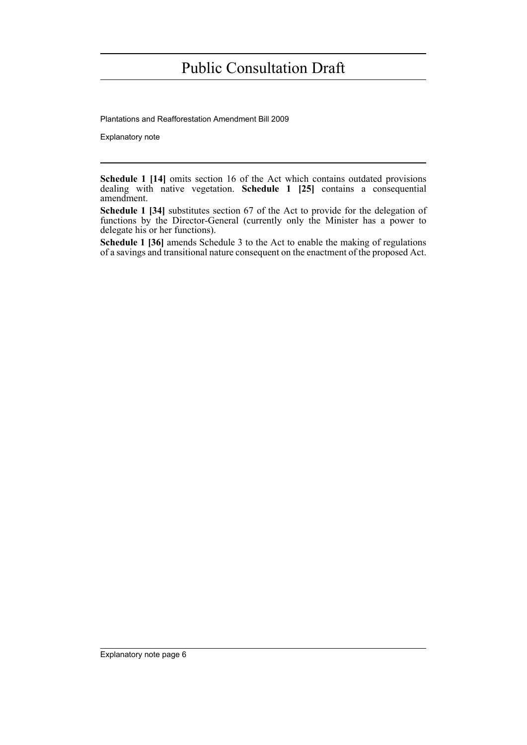**Schedule 1 [14]** omits section 16 of the Act which contains outdated provisions dealing with native vegetation. **Schedule 1 [25]** contains a consequential amendment.

**Schedule 1 [34]** substitutes section 67 of the Act to provide for the delegation of functions by the Director-General (currently only the Minister has a power to delegate his or her functions).

**Schedule 1 [36]** amends Schedule 3 to the Act to enable the making of regulations of a savings and transitional nature consequent on the enactment of the proposed Act.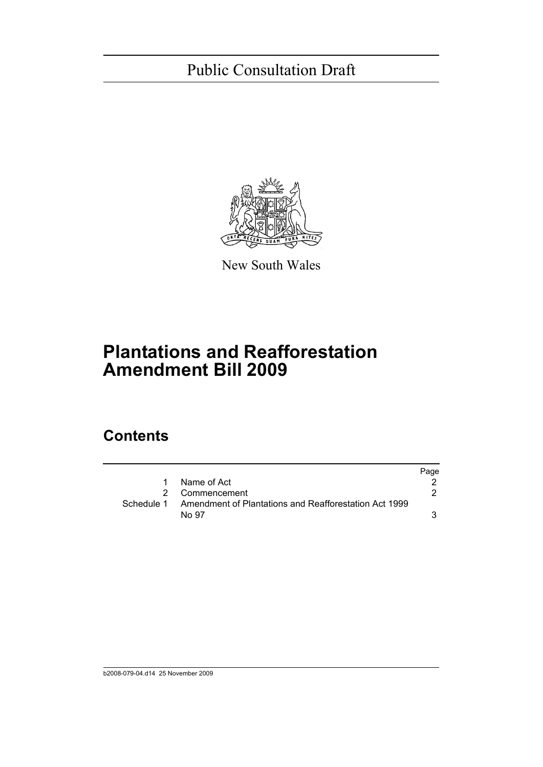Public Consultation Draft

New South Wales

# Plantations and Reafforestation Amendment Bill 2009

## Contents

| | | Page |
|---|---|---|
| 1 | Name of Act | 2 |
| 2 | Commencement | 2 |
| Schedule 1 | Amendment of Plantations and Reafforestation Act 1999 No 97 | 3 |

b2008-079-04.d14 25 November 2009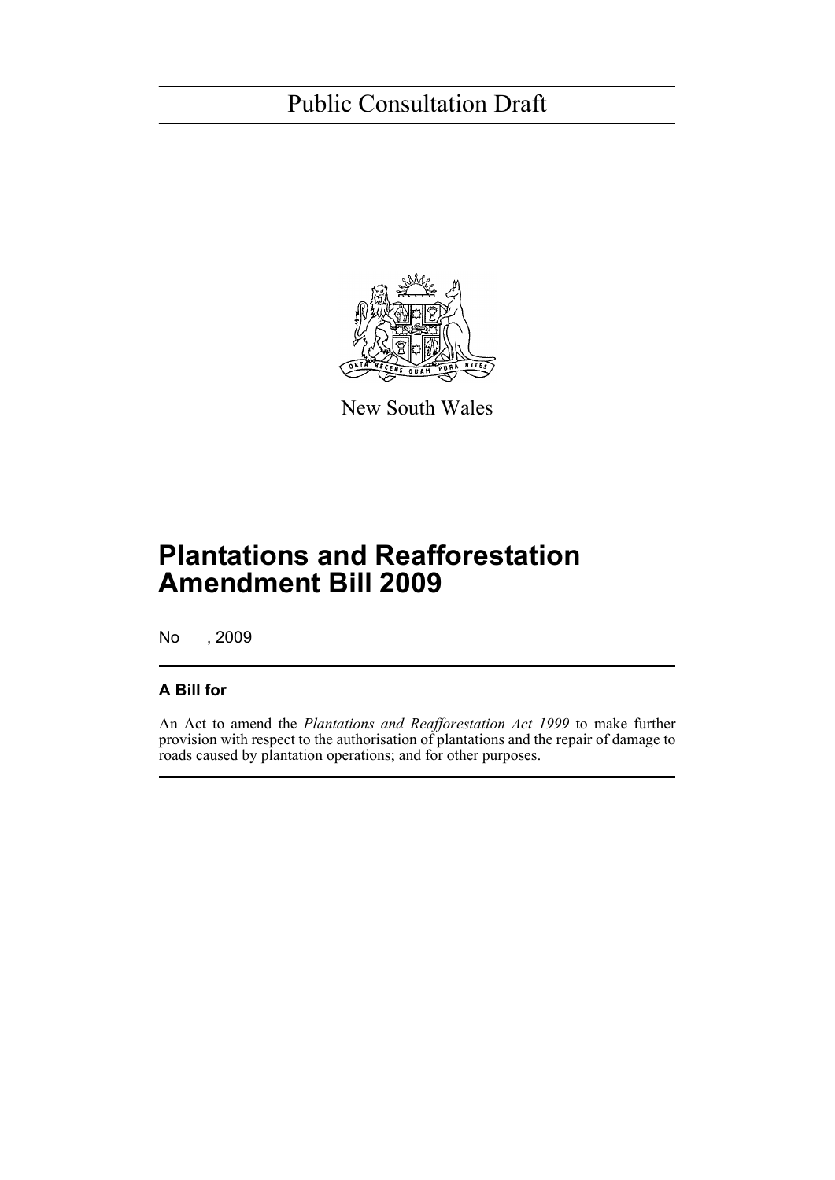Public Consultation Draft

New South Wales

# Plantations and Reafforestation Amendment Bill 2009

No , 2009

## A Bill for

An Act to amend the *Plantations and Reafforestation Act 1999* to make further provision with respect to the authorisation of plantations and the repair of damage to roads caused by plantation operations; and for other purposes.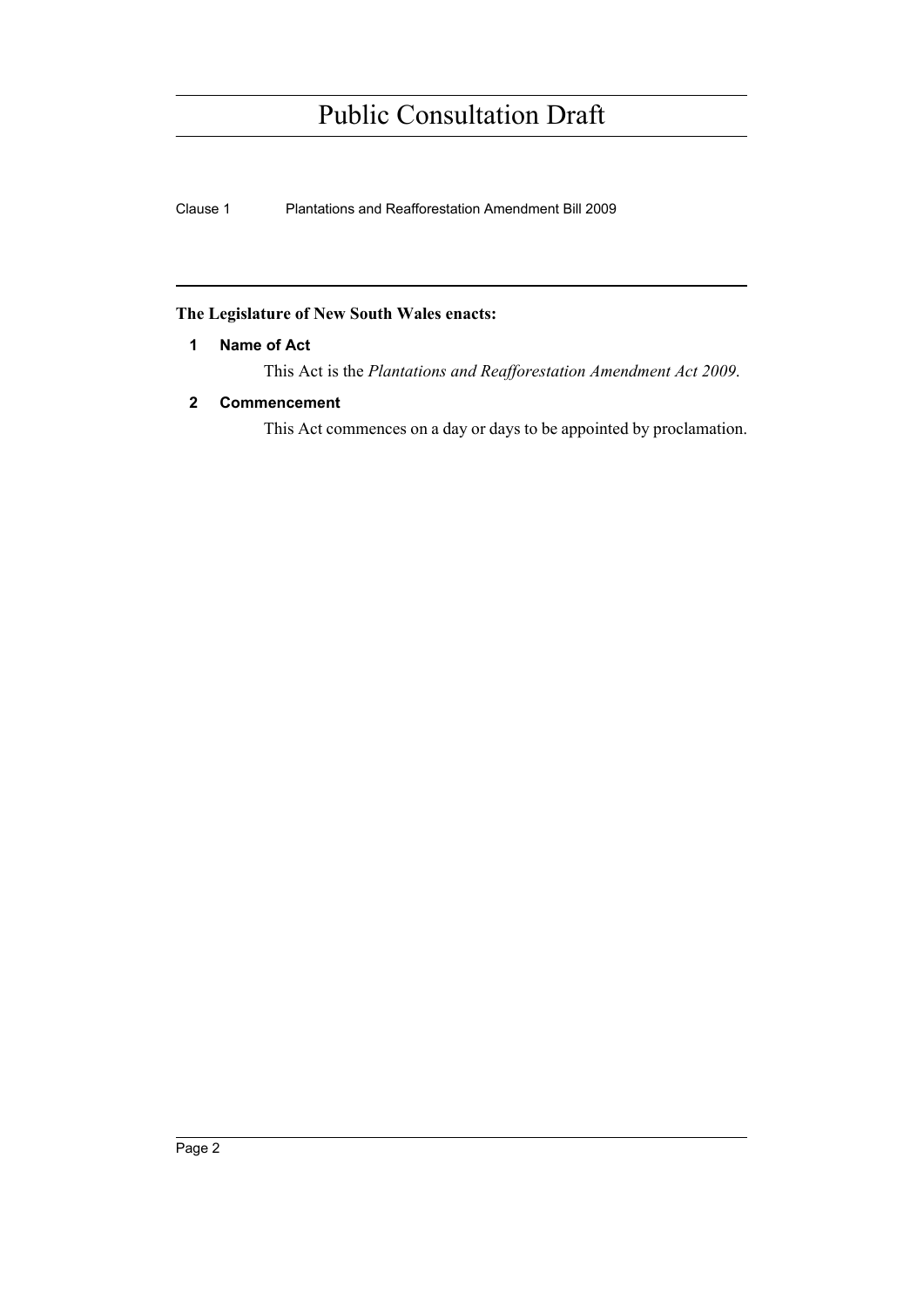**The Legislature of New South Wales enacts:**

## 1 Name of Act

This Act is the *Plantations and Reafforestation Amendment Act 2009*.

## 2 Commencement

This Act commences on a day or days to be appointed by proclamation.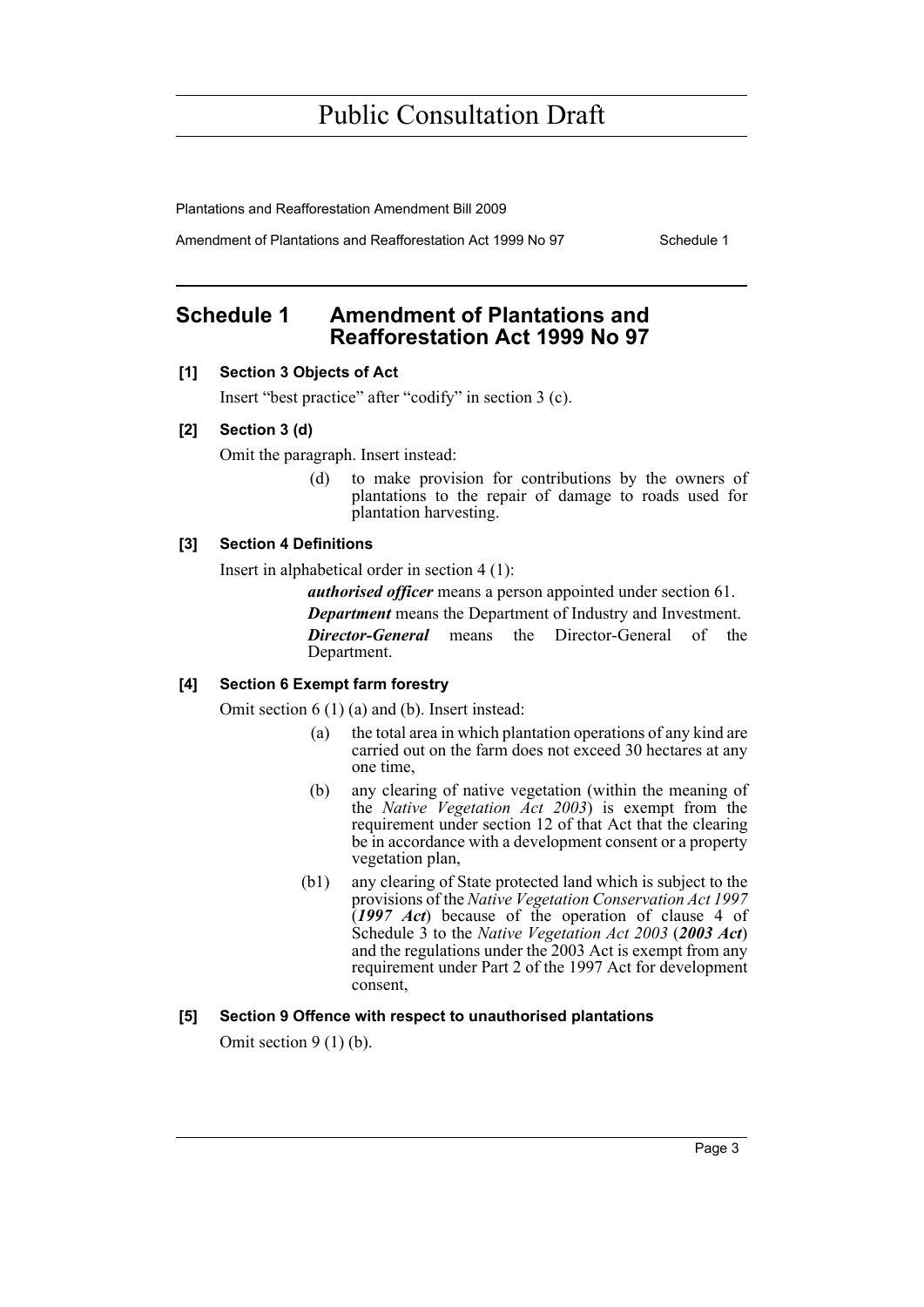## Schedule 1 Amendment of Plantations and Reafforestation Act 1999 No 97

**[1] Section 3 Objects of Act**

Insert "best practice" after "codify" in section 3 (c).

**[2] Section 3 (d)**

Omit the paragraph. Insert instead:

> (d) to make provision for contributions by the owners of plantations to the repair of damage to roads used for plantation harvesting.

**[3] Section 4 Definitions**

Insert in alphabetical order in section 4 (1):

> ***authorised officer*** means a person appointed under section 61.
>
> ***Department*** means the Department of Industry and Investment.
>
> ***Director-General*** means the Director-General of the Department.

**[4] Section 6 Exempt farm forestry**

Omit section 6 (1) (a) and (b). Insert instead:

> (a) the total area in which plantation operations of any kind are carried out on the farm does not exceed 30 hectares at any one time,
>
> (b) any clearing of native vegetation (within the meaning of the *Native Vegetation Act 2003*) is exempt from the requirement under section 12 of that Act that the clearing be in accordance with a development consent or a property vegetation plan,
>
> (b1) any clearing of State protected land which is subject to the provisions of the *Native Vegetation Conservation Act 1997* (***1997 Act***) because of the operation of clause 4 of Schedule 3 to the *Native Vegetation Act 2003* (***2003 Act***) and the regulations under the 2003 Act is exempt from any requirement under Part 2 of the 1997 Act for development consent,

**[5] Section 9 Offence with respect to unauthorised plantations**

Omit section 9 (1) (b).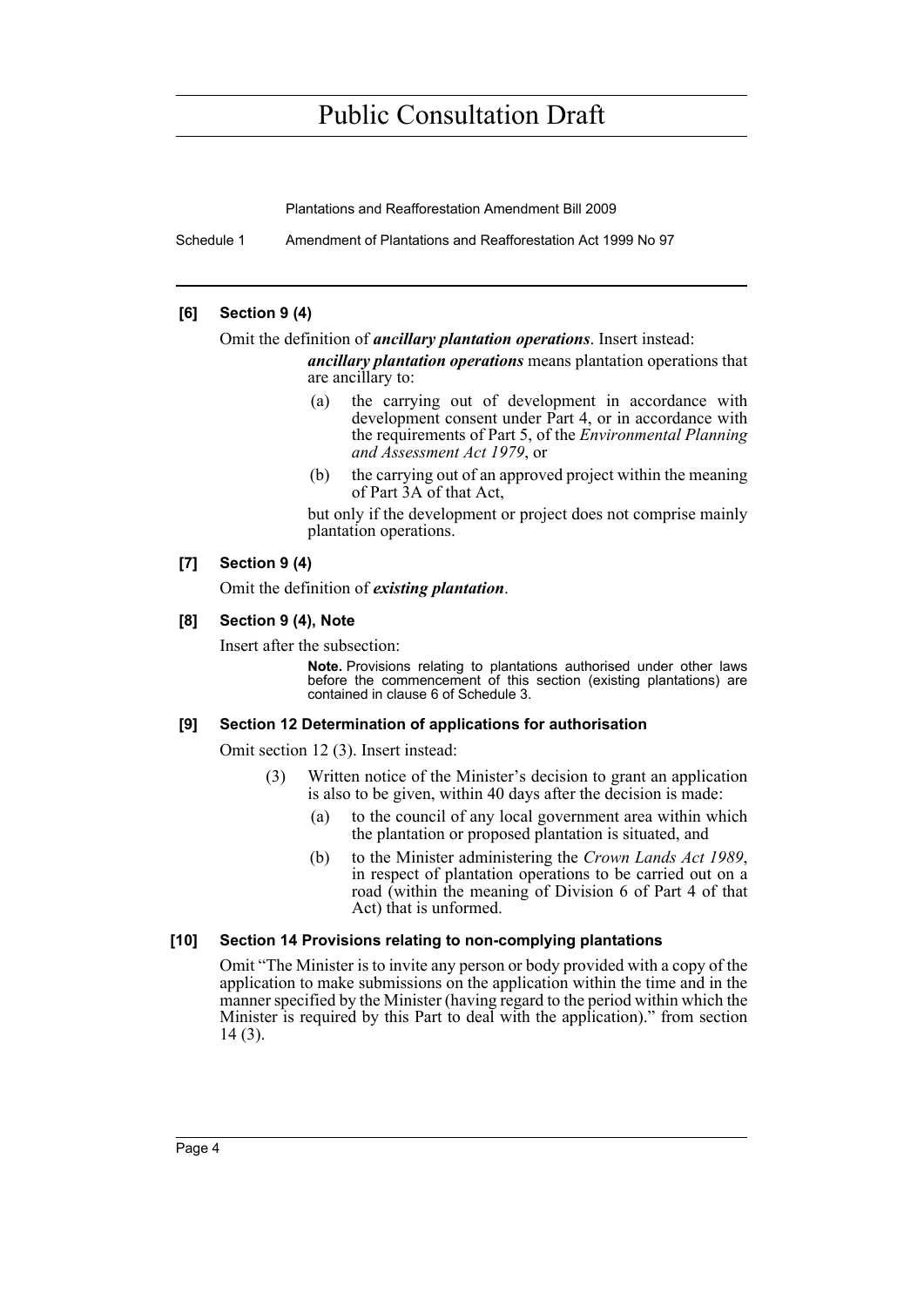**[6] Section 9 (4)**

Omit the definition of ***ancillary plantation operations***. Insert instead:

> ***ancillary plantation operations*** means plantation operations that are ancillary to:
>
> (a) the carrying out of development in accordance with development consent under Part 4, or in accordance with the requirements of Part 5, of the *Environmental Planning and Assessment Act 1979*, or
>
> (b) the carrying out of an approved project within the meaning of Part 3A of that Act,
>
> but only if the development or project does not comprise mainly plantation operations.

**[7] Section 9 (4)**

Omit the definition of ***existing plantation***.

**[8] Section 9 (4), Note**

Insert after the subsection:

> **Note.** Provisions relating to plantations authorised under other laws before the commencement of this section (existing plantations) are contained in clause 6 of Schedule 3.

**[9] Section 12 Determination of applications for authorisation**

Omit section 12 (3). Insert instead:

> (3) Written notice of the Minister's decision to grant an application is also to be given, within 40 days after the decision is made:
>
> (a) to the council of any local government area within which the plantation or proposed plantation is situated, and
>
> (b) to the Minister administering the *Crown Lands Act 1989*, in respect of plantation operations to be carried out on a road (within the meaning of Division 6 of Part 4 of that Act) that is unformed.

**[10] Section 14 Provisions relating to non-complying plantations**

Omit "The Minister is to invite any person or body provided with a copy of the application to make submissions on the application within the time and in the manner specified by the Minister (having regard to the period within which the Minister is required by this Part to deal with the application)." from section 14 (3).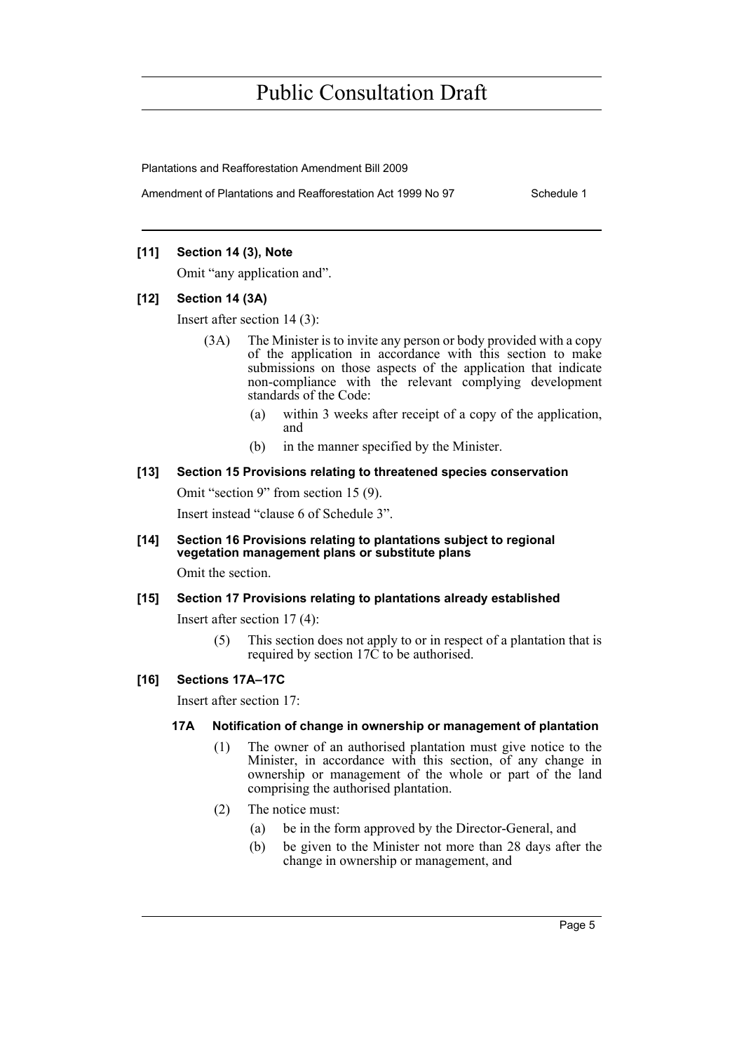**[11] Section 14 (3), Note**

Omit "any application and".

**[12] Section 14 (3A)**

Insert after section 14 (3):

(3A) The Minister is to invite any person or body provided with a copy of the application in accordance with this section to make submissions on those aspects of the application that indicate non-compliance with the relevant complying development standards of the Code:

- (a) within 3 weeks after receipt of a copy of the application, and
- (b) in the manner specified by the Minister.

**[13] Section 15 Provisions relating to threatened species conservation**

Omit "section 9" from section 15 (9).

Insert instead "clause 6 of Schedule 3".

**[14] Section 16 Provisions relating to plantations subject to regional vegetation management plans or substitute plans**

Omit the section.

**[15] Section 17 Provisions relating to plantations already established**

Insert after section 17 (4):

(5) This section does not apply to or in respect of a plantation that is required by section 17C to be authorised.

**[16] Sections 17A–17C**

Insert after section 17:

**17A Notification of change in ownership or management of plantation**

(1) The owner of an authorised plantation must give notice to the Minister, in accordance with this section, of any change in ownership or management of the whole or part of the land comprising the authorised plantation.

(2) The notice must:

- (a) be in the form approved by the Director-General, and
- (b) be given to the Minister not more than 28 days after the change in ownership or management, and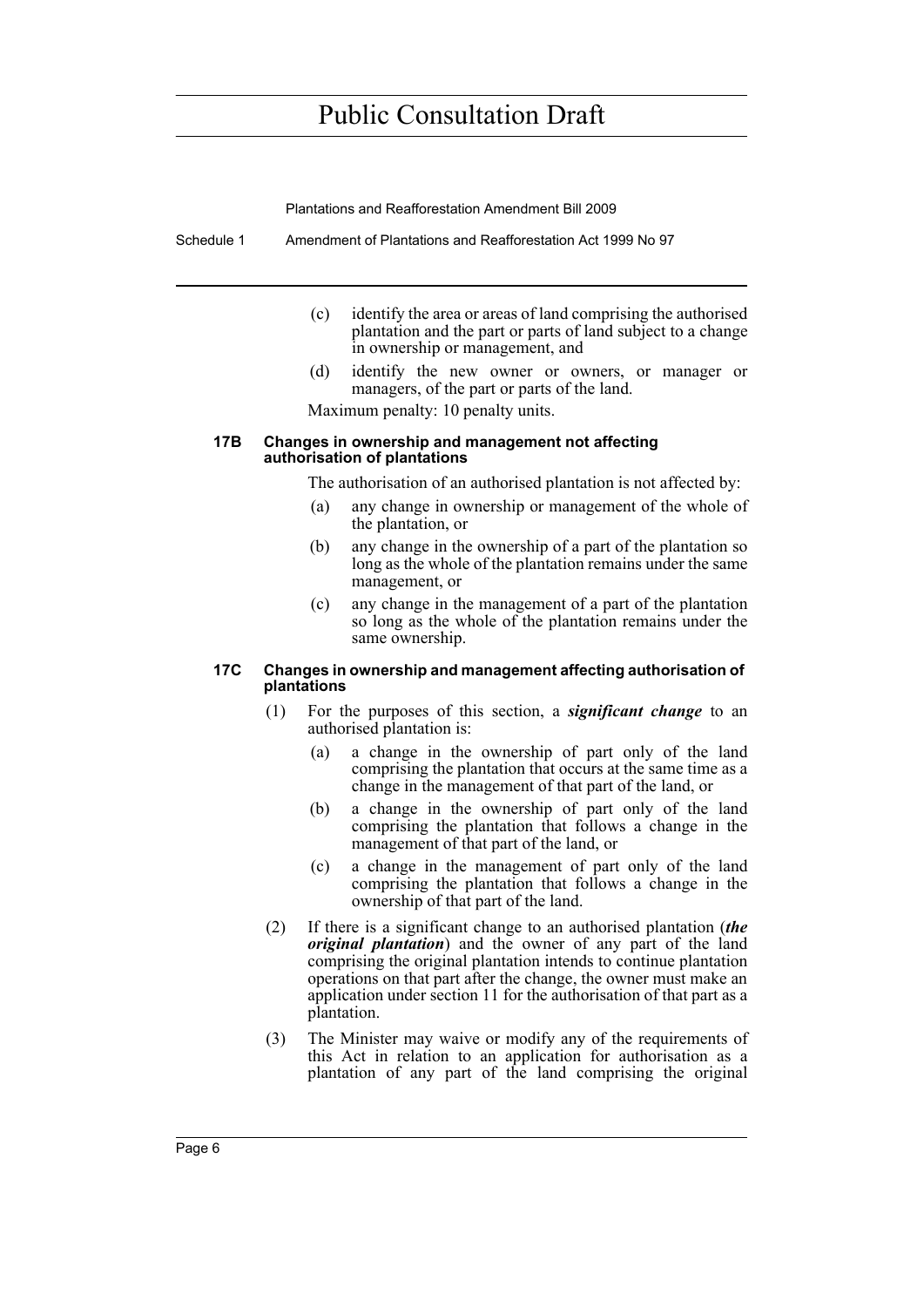(c) identify the area or areas of land comprising the authorised plantation and the part or parts of land subject to a change in ownership or management, and

(d) identify the new owner or owners, or manager or managers, of the part or parts of the land.

Maximum penalty: 10 penalty units.

#### 17B Changes in ownership and management not affecting authorisation of plantations

The authorisation of an authorised plantation is not affected by:

(a) any change in ownership or management of the whole of the plantation, or

(b) any change in the ownership of a part of the plantation so long as the whole of the plantation remains under the same management, or

(c) any change in the management of a part of the plantation so long as the whole of the plantation remains under the same ownership.

#### 17C Changes in ownership and management affecting authorisation of plantations

(1) For the purposes of this section, a ***significant change*** to an authorised plantation is:

(a) a change in the ownership of part only of the land comprising the plantation that occurs at the same time as a change in the management of that part of the land, or

(b) a change in the ownership of part only of the land comprising the plantation that follows a change in the management of that part of the land, or

(c) a change in the management of part only of the land comprising the plantation that follows a change in the ownership of that part of the land.

(2) If there is a significant change to an authorised plantation (***the original plantation***) and the owner of any part of the land comprising the original plantation intends to continue plantation operations on that part after the change, the owner must make an application under section 11 for the authorisation of that part as a plantation.

(3) The Minister may waive or modify any of the requirements of this Act in relation to an application for authorisation as a plantation of any part of the land comprising the original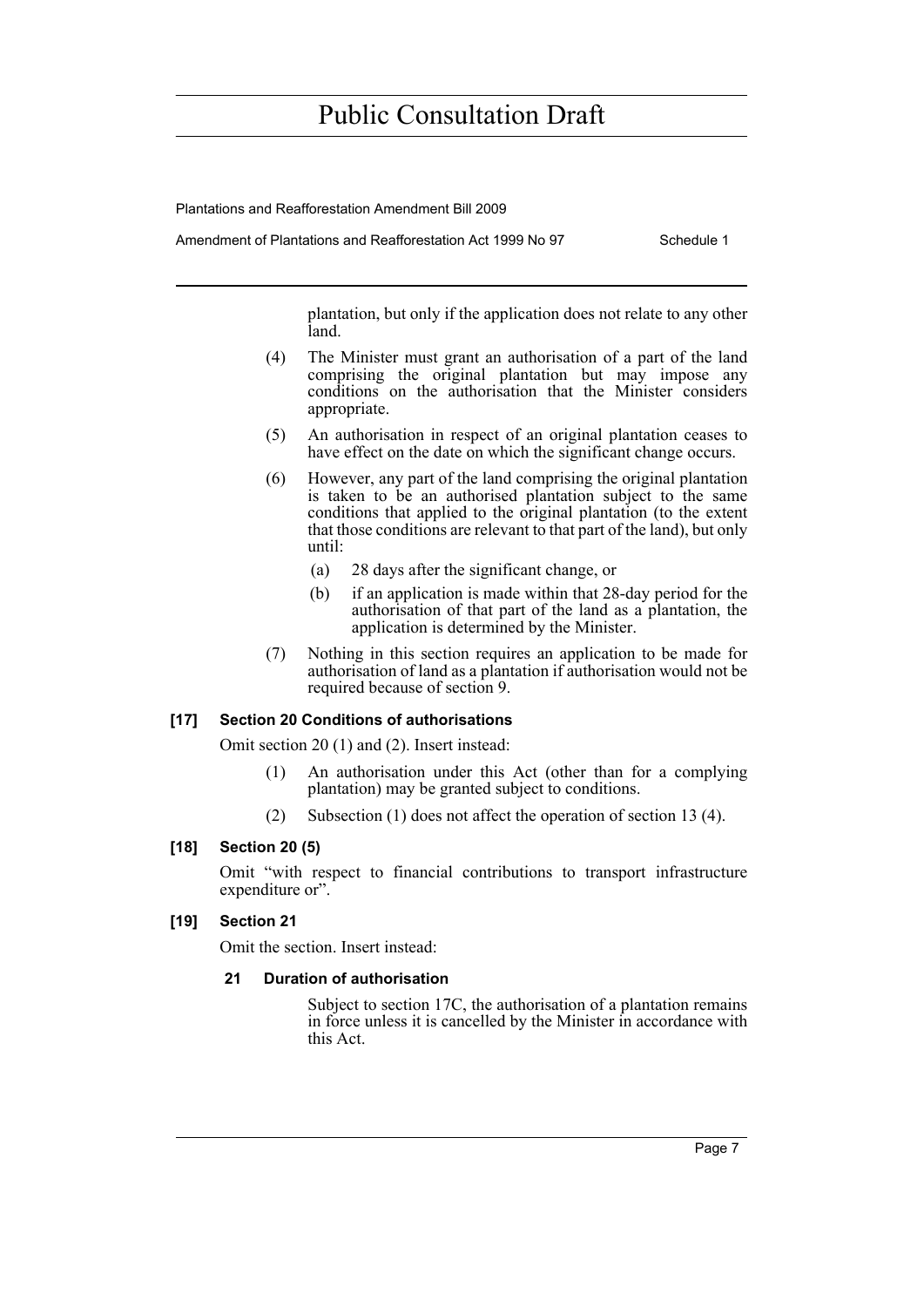plantation, but only if the application does not relate to any other land.

(4) The Minister must grant an authorisation of a part of the land comprising the original plantation but may impose any conditions on the authorisation that the Minister considers appropriate.

(5) An authorisation in respect of an original plantation ceases to have effect on the date on which the significant change occurs.

(6) However, any part of the land comprising the original plantation is taken to be an authorised plantation subject to the same conditions that applied to the original plantation (to the extent that those conditions are relevant to that part of the land), but only until:

  (a) 28 days after the significant change, or

  (b) if an application is made within that 28-day period for the authorisation of that part of the land as a plantation, the application is determined by the Minister.

(7) Nothing in this section requires an application to be made for authorisation of land as a plantation if authorisation would not be required because of section 9.

### [17] Section 20 Conditions of authorisations

Omit section 20 (1) and (2). Insert instead:

(1) An authorisation under this Act (other than for a complying plantation) may be granted subject to conditions.

(2) Subsection (1) does not affect the operation of section 13 (4).

### [18] Section 20 (5)

Omit "with respect to financial contributions to transport infrastructure expenditure or".

### [19] Section 21

Omit the section. Insert instead:

#### 21 Duration of authorisation

Subject to section 17C, the authorisation of a plantation remains in force unless it is cancelled by the Minister in accordance with this Act.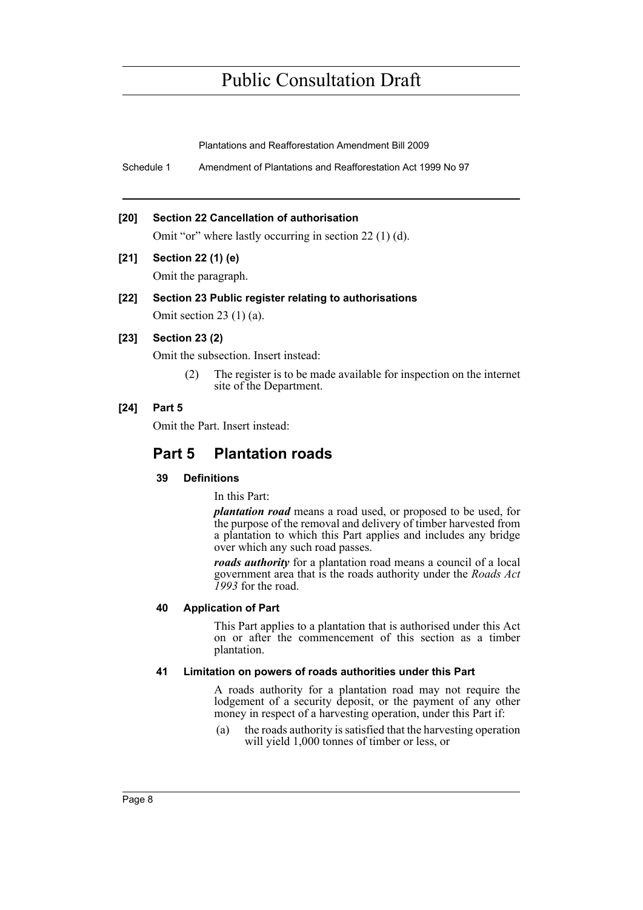# Public Consultation Draft

**[20] Section 22 Cancellation of authorisation**

Omit "or" where lastly occurring in section 22 (1) (d).

**[21] Section 22 (1) (e)**

Omit the paragraph.

**[22] Section 23 Public register relating to authorisations**

Omit section 23 (1) (a).

**[23] Section 23 (2)**

Omit the subsection. Insert instead:

> (2) The register is to be made available for inspection on the internet site of the Department.

**[24] Part 5**

Omit the Part. Insert instead:

## Part 5 Plantation roads

### 39 Definitions

In this Part:

***plantation road*** means a road used, or proposed to be used, for the purpose of the removal and delivery of timber harvested from a plantation to which this Part applies and includes any bridge over which any such road passes.

***roads authority*** for a plantation road means a council of a local government area that is the roads authority under the *Roads Act 1993* for the road.

### 40 Application of Part

This Part applies to a plantation that is authorised under this Act on or after the commencement of this section as a timber plantation.

### 41 Limitation on powers of roads authorities under this Part

A roads authority for a plantation road may not require the lodgement of a security deposit, or the payment of any other money in respect of a harvesting operation, under this Part if:

(a) the roads authority is satisfied that the harvesting operation will yield 1,000 tonnes of timber or less, or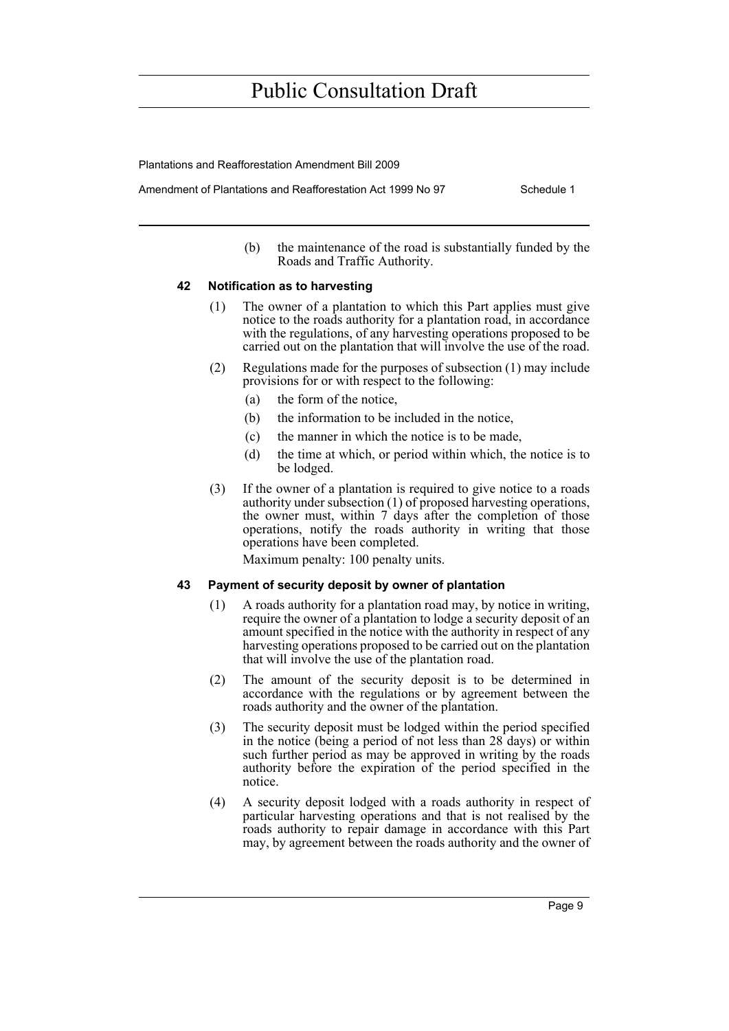(b) the maintenance of the road is substantially funded by the Roads and Traffic Authority.

### 42 Notification as to harvesting

(1) The owner of a plantation to which this Part applies must give notice to the roads authority for a plantation road, in accordance with the regulations, of any harvesting operations proposed to be carried out on the plantation that will involve the use of the road.

(2) Regulations made for the purposes of subsection (1) may include provisions for or with respect to the following:

(a) the form of the notice,

(b) the information to be included in the notice,

(c) the manner in which the notice is to be made,

(d) the time at which, or period within which, the notice is to be lodged.

(3) If the owner of a plantation is required to give notice to a roads authority under subsection (1) of proposed harvesting operations, the owner must, within 7 days after the completion of those operations, notify the roads authority in writing that those operations have been completed.

Maximum penalty: 100 penalty units.

### 43 Payment of security deposit by owner of plantation

(1) A roads authority for a plantation road may, by notice in writing, require the owner of a plantation to lodge a security deposit of an amount specified in the notice with the authority in respect of any harvesting operations proposed to be carried out on the plantation that will involve the use of the plantation road.

(2) The amount of the security deposit is to be determined in accordance with the regulations or by agreement between the roads authority and the owner of the plantation.

(3) The security deposit must be lodged within the period specified in the notice (being a period of not less than 28 days) or within such further period as may be approved in writing by the roads authority before the expiration of the period specified in the notice.

(4) A security deposit lodged with a roads authority in respect of particular harvesting operations and that is not realised by the roads authority to repair damage in accordance with this Part may, by agreement between the roads authority and the owner of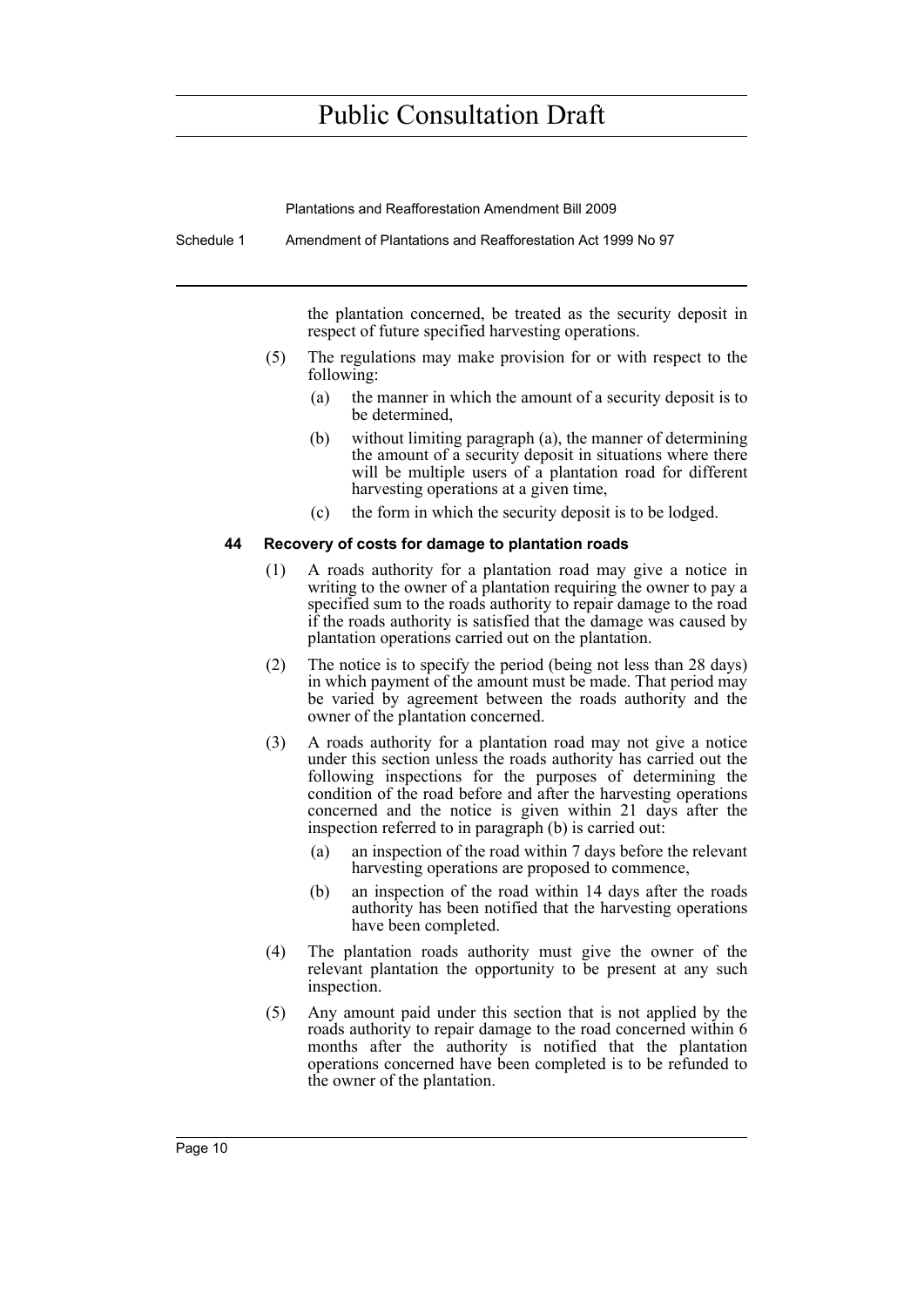the plantation concerned, be treated as the security deposit in respect of future specified harvesting operations.

(5) The regulations may make provision for or with respect to the following:

(a) the manner in which the amount of a security deposit is to be determined,

(b) without limiting paragraph (a), the manner of determining the amount of a security deposit in situations where there will be multiple users of a plantation road for different harvesting operations at a given time,

(c) the form in which the security deposit is to be lodged.

**44 Recovery of costs for damage to plantation roads**

(1) A roads authority for a plantation road may give a notice in writing to the owner of a plantation requiring the owner to pay a specified sum to the roads authority to repair damage to the road if the roads authority is satisfied that the damage was caused by plantation operations carried out on the plantation.

(2) The notice is to specify the period (being not less than 28 days) in which payment of the amount must be made. That period may be varied by agreement between the roads authority and the owner of the plantation concerned.

(3) A roads authority for a plantation road may not give a notice under this section unless the roads authority has carried out the following inspections for the purposes of determining the condition of the road before and after the harvesting operations concerned and the notice is given within 21 days after the inspection referred to in paragraph (b) is carried out:

(a) an inspection of the road within 7 days before the relevant harvesting operations are proposed to commence,

(b) an inspection of the road within 14 days after the roads authority has been notified that the harvesting operations have been completed.

(4) The plantation roads authority must give the owner of the relevant plantation the opportunity to be present at any such inspection.

(5) Any amount paid under this section that is not applied by the roads authority to repair damage to the road concerned within 6 months after the authority is notified that the plantation operations concerned have been completed is to be refunded to the owner of the plantation.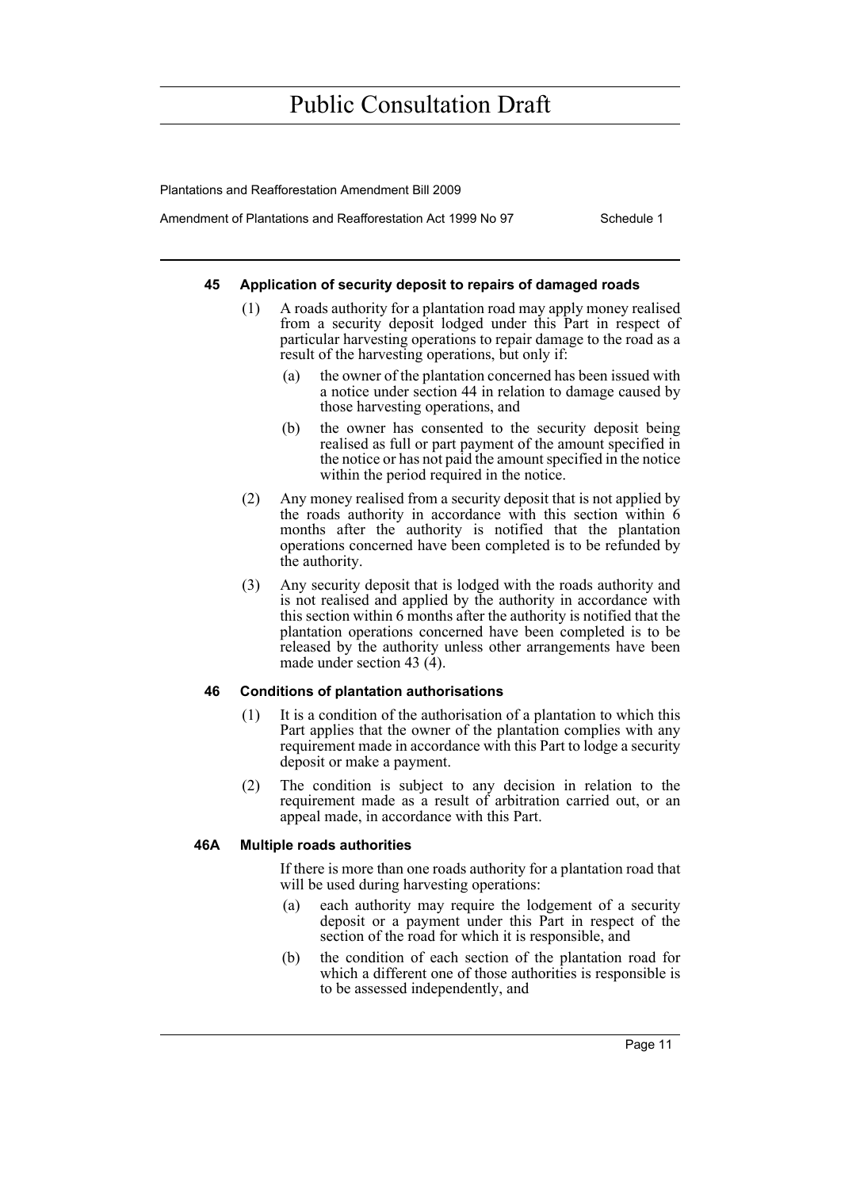#### 45 Application of security deposit to repairs of damaged roads

(1) A roads authority for a plantation road may apply money realised from a security deposit lodged under this Part in respect of particular harvesting operations to repair damage to the road as a result of the harvesting operations, but only if:

- (a) the owner of the plantation concerned has been issued with a notice under section 44 in relation to damage caused by those harvesting operations, and
- (b) the owner has consented to the security deposit being realised as full or part payment of the amount specified in the notice or has not paid the amount specified in the notice within the period required in the notice.

(2) Any money realised from a security deposit that is not applied by the roads authority in accordance with this section within 6 months after the authority is notified that the plantation operations concerned have been completed is to be refunded by the authority.

(3) Any security deposit that is lodged with the roads authority and is not realised and applied by the authority in accordance with this section within 6 months after the authority is notified that the plantation operations concerned have been completed is to be released by the authority unless other arrangements have been made under section 43 (4).

#### 46 Conditions of plantation authorisations

(1) It is a condition of the authorisation of a plantation to which this Part applies that the owner of the plantation complies with any requirement made in accordance with this Part to lodge a security deposit or make a payment.

(2) The condition is subject to any decision in relation to the requirement made as a result of arbitration carried out, or an appeal made, in accordance with this Part.

#### 46A Multiple roads authorities

If there is more than one roads authority for a plantation road that will be used during harvesting operations:

- (a) each authority may require the lodgement of a security deposit or a payment under this Part in respect of the section of the road for which it is responsible, and
- (b) the condition of each section of the plantation road for which a different one of those authorities is responsible is to be assessed independently, and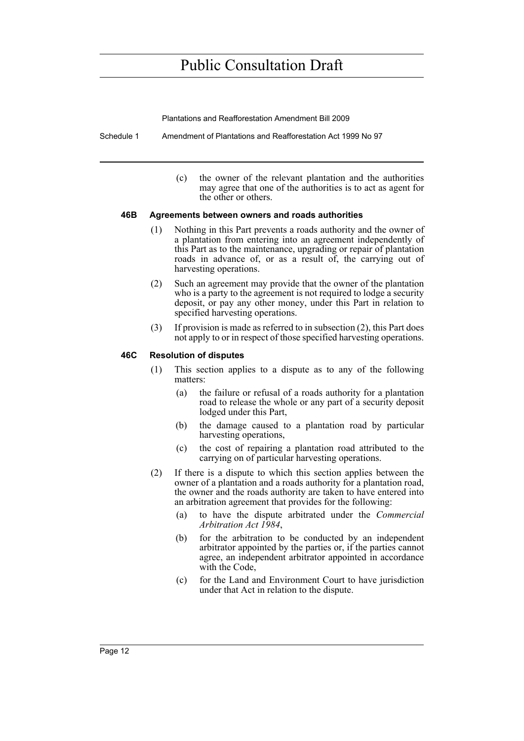(c) the owner of the relevant plantation and the authorities may agree that one of the authorities is to act as agent for the other or others.

#### 46B Agreements between owners and roads authorities

(1) Nothing in this Part prevents a roads authority and the owner of a plantation from entering into an agreement independently of this Part as to the maintenance, upgrading or repair of plantation roads in advance of, or as a result of, the carrying out of harvesting operations.

(2) Such an agreement may provide that the owner of the plantation who is a party to the agreement is not required to lodge a security deposit, or pay any other money, under this Part in relation to specified harvesting operations.

(3) If provision is made as referred to in subsection (2), this Part does not apply to or in respect of those specified harvesting operations.

#### 46C Resolution of disputes

(1) This section applies to a dispute as to any of the following matters:

(a) the failure or refusal of a roads authority for a plantation road to release the whole or any part of a security deposit lodged under this Part,

(b) the damage caused to a plantation road by particular harvesting operations,

(c) the cost of repairing a plantation road attributed to the carrying on of particular harvesting operations.

(2) If there is a dispute to which this section applies between the owner of a plantation and a roads authority for a plantation road, the owner and the roads authority are taken to have entered into an arbitration agreement that provides for the following:

(a) to have the dispute arbitrated under the *Commercial Arbitration Act 1984*,

(b) for the arbitration to be conducted by an independent arbitrator appointed by the parties or, if the parties cannot agree, an independent arbitrator appointed in accordance with the Code,

(c) for the Land and Environment Court to have jurisdiction under that Act in relation to the dispute.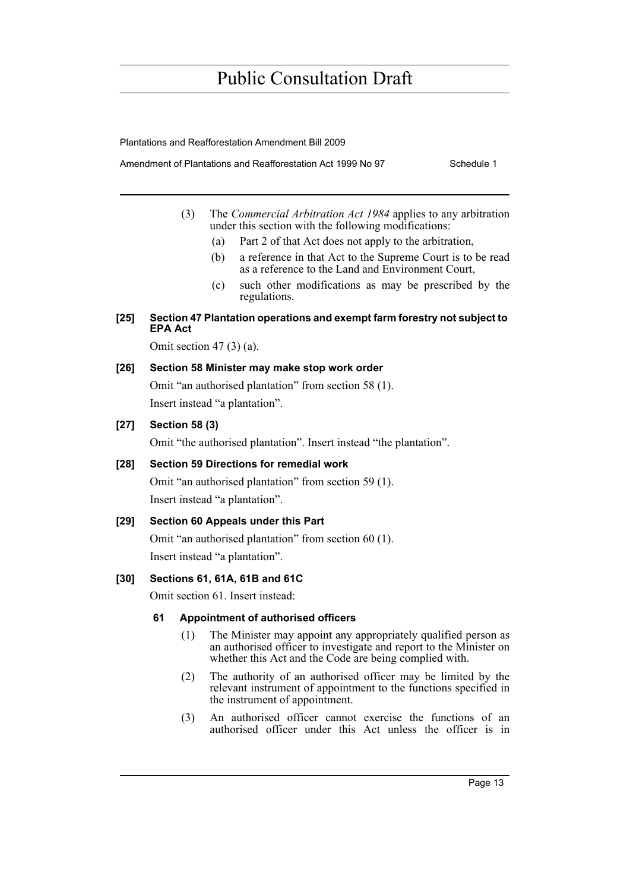(3) The *Commercial Arbitration Act 1984* applies to any arbitration under this section with the following modifications:

- (a) Part 2 of that Act does not apply to the arbitration,
- (b) a reference in that Act to the Supreme Court is to be read as a reference to the Land and Environment Court,
- (c) such other modifications as may be prescribed by the regulations.

**[25] Section 47 Plantation operations and exempt farm forestry not subject to EPA Act**

Omit section 47 (3) (a).

**[26] Section 58 Minister may make stop work order**

Omit "an authorised plantation" from section 58 (1).

Insert instead "a plantation".

**[27] Section 58 (3)**

Omit "the authorised plantation". Insert instead "the plantation".

**[28] Section 59 Directions for remedial work**

Omit "an authorised plantation" from section 59 (1).

Insert instead "a plantation".

**[29] Section 60 Appeals under this Part**

Omit "an authorised plantation" from section 60 (1).

Insert instead "a plantation".

**[30] Sections 61, 61A, 61B and 61C**

Omit section 61. Insert instead:

**61 Appointment of authorised officers**

(1) The Minister may appoint any appropriately qualified person as an authorised officer to investigate and report to the Minister on whether this Act and the Code are being complied with.

(2) The authority of an authorised officer may be limited by the relevant instrument of appointment to the functions specified in the instrument of appointment.

(3) An authorised officer cannot exercise the functions of an authorised officer under this Act unless the officer is in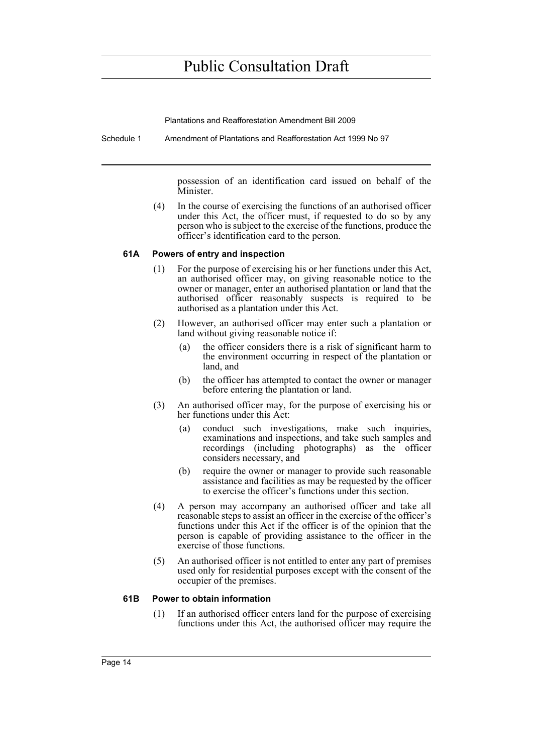possession of an identification card issued on behalf of the Minister.

(4) In the course of exercising the functions of an authorised officer under this Act, the officer must, if requested to do so by any person who is subject to the exercise of the functions, produce the officer's identification card to the person.

#### 61A Powers of entry and inspection

(1) For the purpose of exercising his or her functions under this Act, an authorised officer may, on giving reasonable notice to the owner or manager, enter an authorised plantation or land that the authorised officer reasonably suspects is required to be authorised as a plantation under this Act.

(2) However, an authorised officer may enter such a plantation or land without giving reasonable notice if:

(a) the officer considers there is a risk of significant harm to the environment occurring in respect of the plantation or land, and

(b) the officer has attempted to contact the owner or manager before entering the plantation or land.

(3) An authorised officer may, for the purpose of exercising his or her functions under this Act:

(a) conduct such investigations, make such inquiries, examinations and inspections, and take such samples and recordings (including photographs) as the officer considers necessary, and

(b) require the owner or manager to provide such reasonable assistance and facilities as may be requested by the officer to exercise the officer's functions under this section.

(4) A person may accompany an authorised officer and take all reasonable steps to assist an officer in the exercise of the officer's functions under this Act if the officer is of the opinion that the person is capable of providing assistance to the officer in the exercise of those functions.

(5) An authorised officer is not entitled to enter any part of premises used only for residential purposes except with the consent of the occupier of the premises.

#### 61B Power to obtain information

(1) If an authorised officer enters land for the purpose of exercising functions under this Act, the authorised officer may require the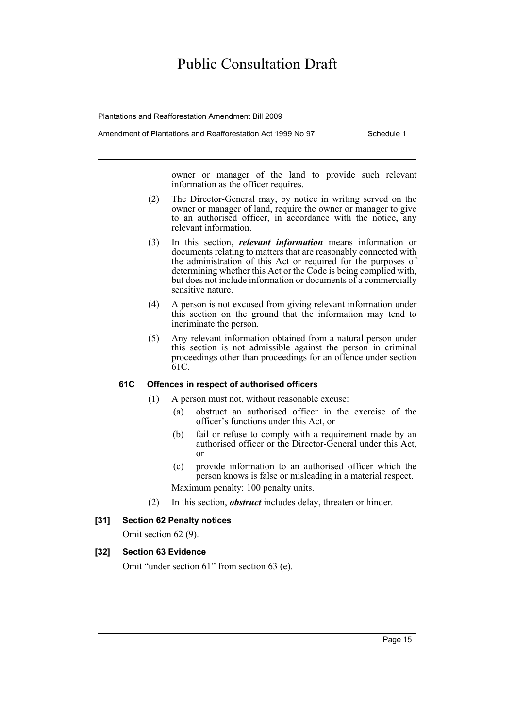owner or manager of the land to provide such relevant information as the officer requires.

(2) The Director-General may, by notice in writing served on the owner or manager of land, require the owner or manager to give to an authorised officer, in accordance with the notice, any relevant information.

(3) In this section, ***relevant information*** means information or documents relating to matters that are reasonably connected with the administration of this Act or required for the purposes of determining whether this Act or the Code is being complied with, but does not include information or documents of a commercially sensitive nature.

(4) A person is not excused from giving relevant information under this section on the ground that the information may tend to incriminate the person.

(5) Any relevant information obtained from a natural person under this section is not admissible against the person in criminal proceedings other than proceedings for an offence under section 61C.

**61C Offences in respect of authorised officers**

(1) A person must not, without reasonable excuse:

(a) obstruct an authorised officer in the exercise of the officer's functions under this Act, or

(b) fail or refuse to comply with a requirement made by an authorised officer or the Director-General under this Act, or

(c) provide information to an authorised officer which the person knows is false or misleading in a material respect.

Maximum penalty: 100 penalty units.

(2) In this section, ***obstruct*** includes delay, threaten or hinder.

**[31] Section 62 Penalty notices**

Omit section 62 (9).

**[32] Section 63 Evidence**

Omit "under section 61" from section 63 (e).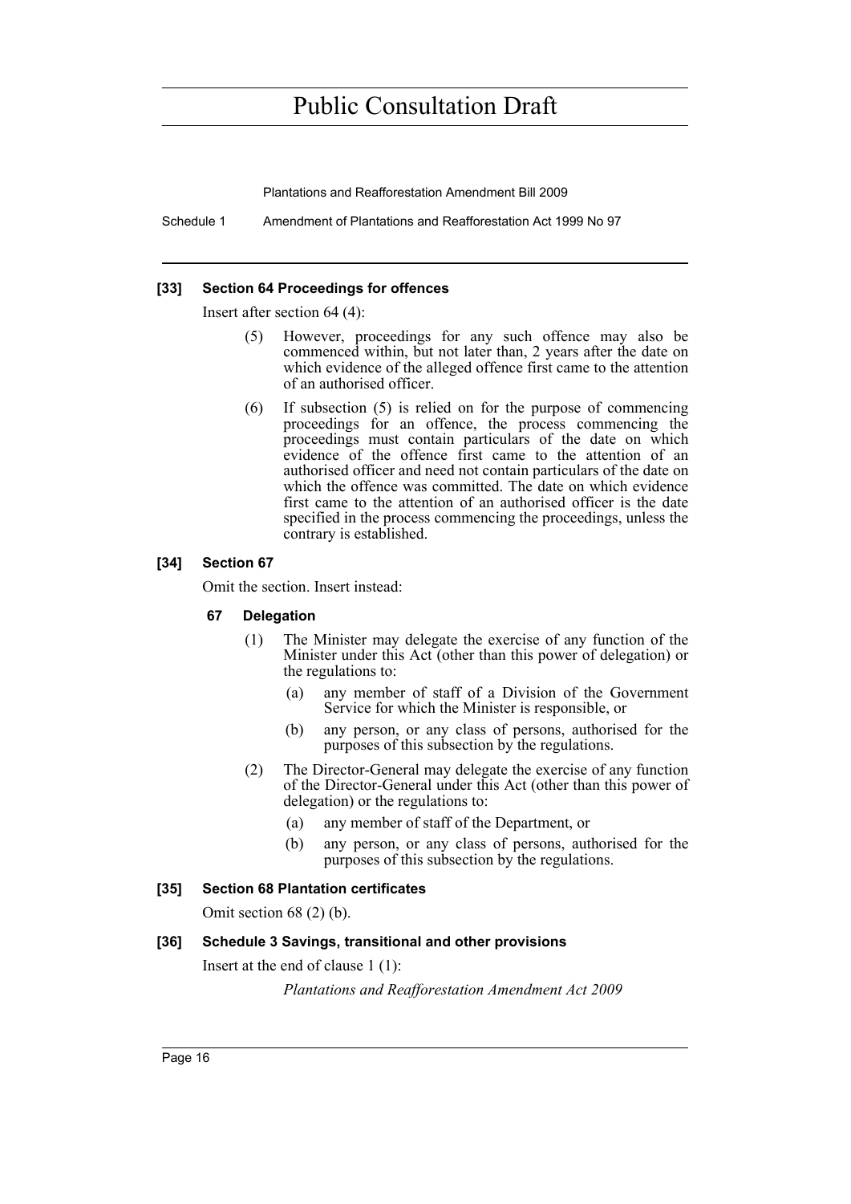#### [33] Section 64 Proceedings for offences

Insert after section 64 (4):

(5) However, proceedings for any such offence may also be commenced within, but not later than, 2 years after the date on which evidence of the alleged offence first came to the attention of an authorised officer.

(6) If subsection (5) is relied on for the purpose of commencing proceedings for an offence, the process commencing the proceedings must contain particulars of the date on which evidence of the offence first came to the attention of an authorised officer and need not contain particulars of the date on which the offence was committed. The date on which evidence first came to the attention of an authorised officer is the date specified in the process commencing the proceedings, unless the contrary is established.

#### [34] Section 67

Omit the section. Insert instead:

**67 Delegation**

(1) The Minister may delegate the exercise of any function of the Minister under this Act (other than this power of delegation) or the regulations to:

(a) any member of staff of a Division of the Government Service for which the Minister is responsible, or

(b) any person, or any class of persons, authorised for the purposes of this subsection by the regulations.

(2) The Director-General may delegate the exercise of any function of the Director-General under this Act (other than this power of delegation) or the regulations to:

(a) any member of staff of the Department, or

(b) any person, or any class of persons, authorised for the purposes of this subsection by the regulations.

#### [35] Section 68 Plantation certificates

Omit section 68 (2) (b).

#### [36] Schedule 3 Savings, transitional and other provisions

Insert at the end of clause 1 (1):

*Plantations and Reafforestation Amendment Act 2009*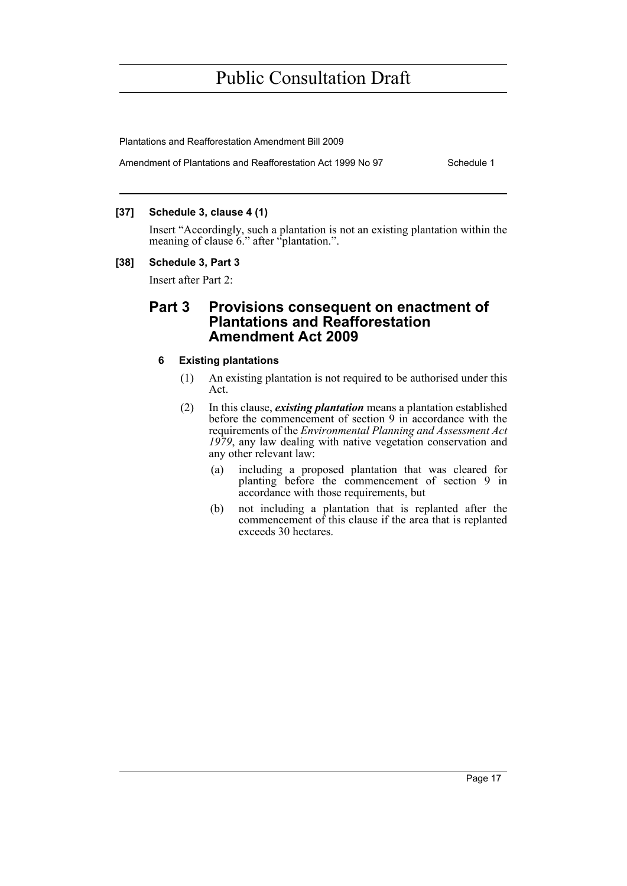**[37] Schedule 3, clause 4 (1)**

Insert "Accordingly, such a plantation is not an existing plantation within the meaning of clause 6." after "plantation.".

**[38] Schedule 3, Part 3**

Insert after Part 2:

## Part 3 Provisions consequent on enactment of Plantations and Reafforestation Amendment Act 2009

### 6 Existing plantations

(1) An existing plantation is not required to be authorised under this Act.

(2) In this clause, ***existing plantation*** means a plantation established before the commencement of section 9 in accordance with the requirements of the *Environmental Planning and Assessment Act 1979*, any law dealing with native vegetation conservation and any other relevant law:

(a) including a proposed plantation that was cleared for planting before the commencement of section 9 in accordance with those requirements, but

(b) not including a plantation that is replanted after the commencement of this clause if the area that is replanted exceeds 30 hectares.